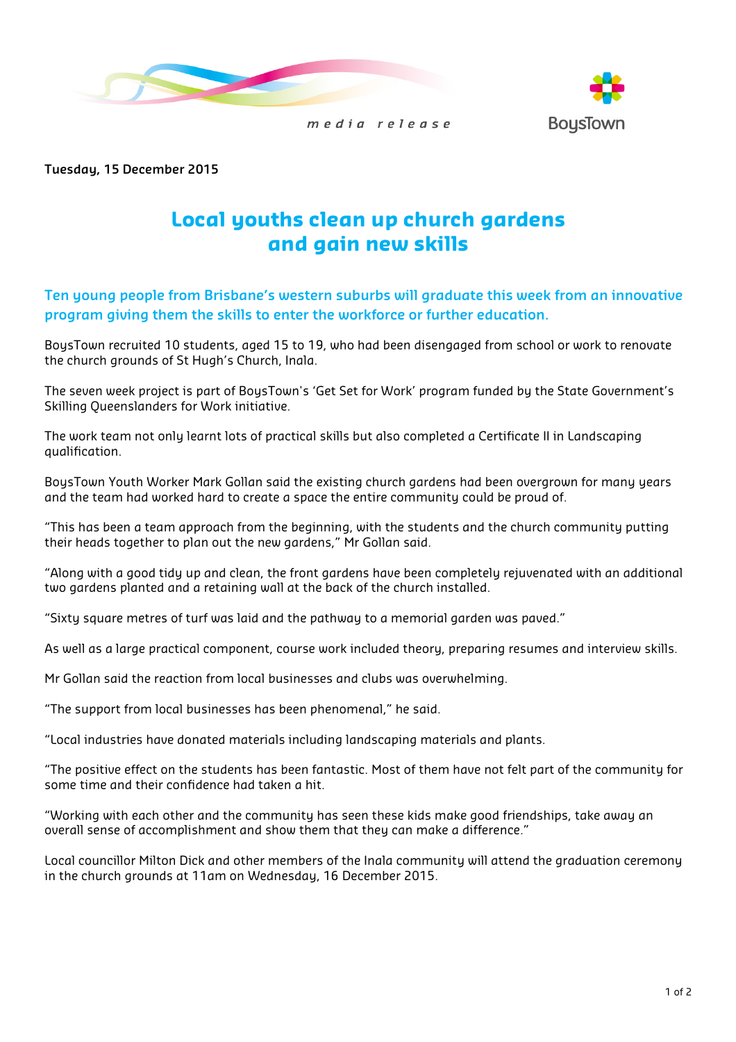media release

BoysTown

**Tuesday, 15 December 2015**

# Local youths clean up church gardens and gain new skills

**Ten young people from Brisbane's western suburbs will graduate this week from an innovative program giving them the skills to enter the workforce or further education.**

BoysTown recruited 10 students, aged 15 to 19, who had been disengaged from school or work to renovate the church grounds of St Hugh's Church, Inala.

The seven week project is part of BoysTown's 'Get Set for Work' program funded by the State Government's Skilling Queenslanders for Work initiative.

The work team not only learnt lots of practical skills but also completed a Certificate II in Landscaping qualification.

BoysTown Youth Worker Mark Gollan said the existing church gardens had been overgrown for many years and the team had worked hard to create a space the entire community could be proud of.

"This has been a team approach from the beginning, with the students and the church community putting their heads together to plan out the new gardens," Mr Gollan said.

"Along with a good tidy up and clean, the front gardens have been completely rejuvenated with an additional two gardens planted and a retaining wall at the back of the church installed.

"Sixty square metres of turf was laid and the pathway to a memorial garden was paved."

As well as a large practical component, course work included theory, preparing resumes and interview skills.

Mr Gollan said the reaction from local businesses and clubs was overwhelming.

"The support from local businesses has been phenomenal," he said.

"Local industries have donated materials including landscaping materials and plants.

"The positive effect on the students has been fantastic. Most of them have not felt part of the community for some time and their confidence had taken a hit.

"Working with each other and the community has seen these kids make good friendships, take away an overall sense of accomplishment and show them that they can make a difference."

Local councillor Milton Dick and other members of the Inala community will attend the graduation ceremony in the church grounds at 11am on Wednesday, 16 December 2015.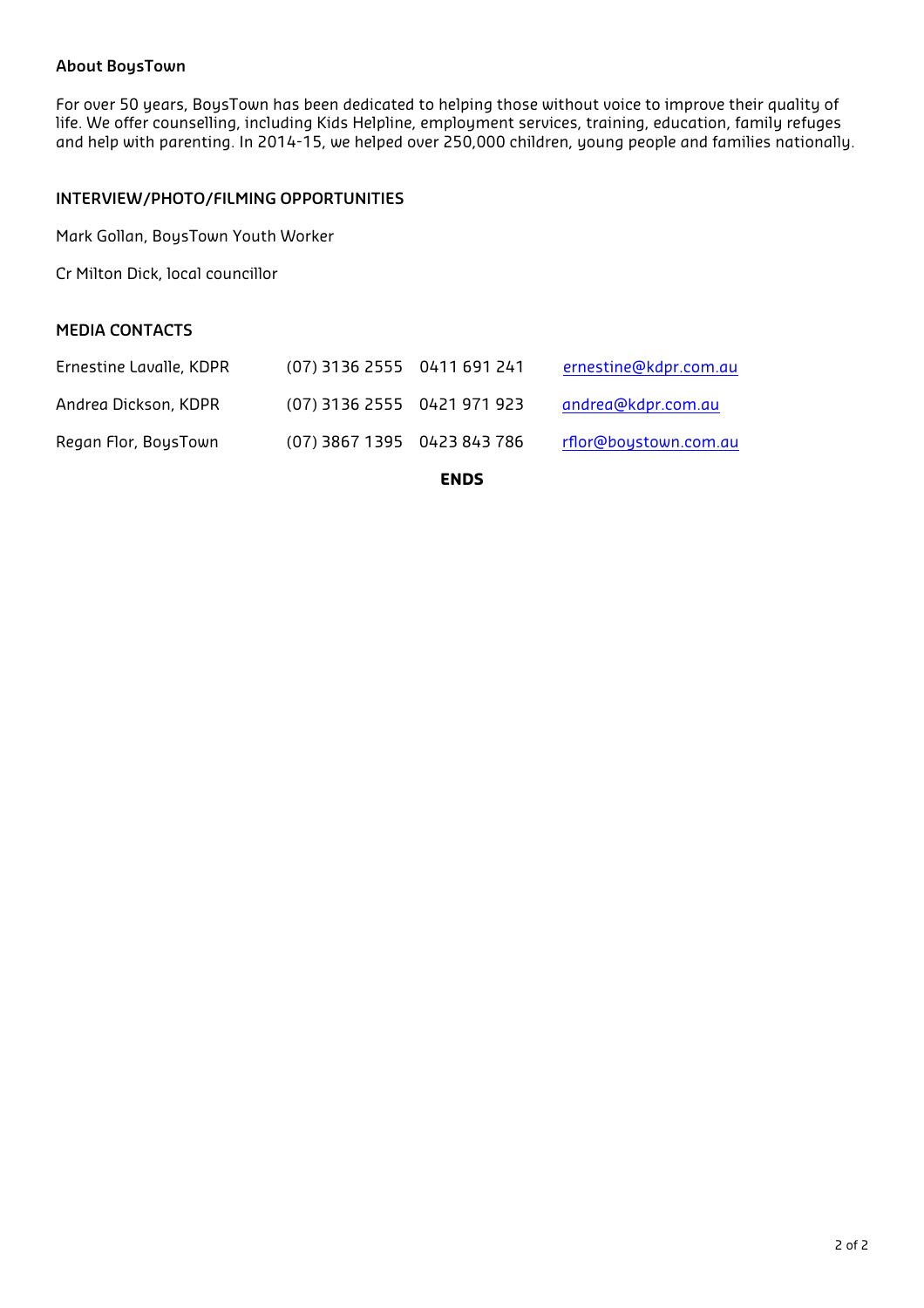### About BoysTown

For over 50 years, BoysTown has been dedicated to helping those without voice to improve their quality of life. We offer counselling, including Kids Helpline, employment services, training, education, family refuges and help with parenting. In 2014-15, we helped over 250,000 children, young people and families nationally.

### INTERVIEW/PHOTO/FILMING OPPORTUNITIES

Mark Gollan, BoysTown Youth Worker

Cr Milton Dick, local councillor

### MEDIA CONTACTS

| | | | |
|---|---|---|---|
| Ernestine Lavalle, KDPR | (07) 3136 2555 | 0411 691 241 | ernestine@kdpr.com.au |
| Andrea Dickson, KDPR | (07) 3136 2555 | 0421 971 923 | andrea@kdpr.com.au |
| Regan Flor, BoysTown | (07) 3867 1395 | 0423 843 786 | rflor@boystown.com.au |

**ENDS**